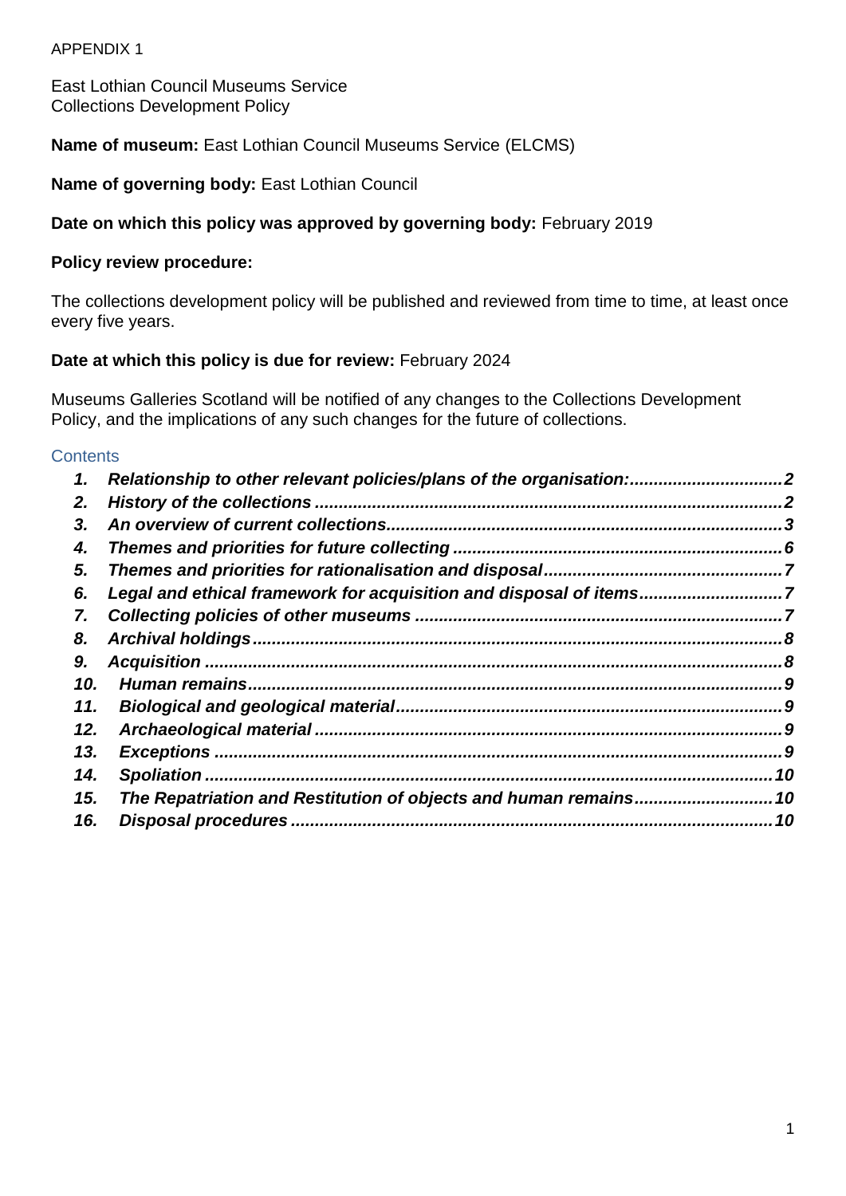APPENDIX 1

East Lothian Council Museums Service
Collections Development Policy

**Name of museum:** East Lothian Council Museums Service (ELCMS)

**Name of governing body:** East Lothian Council

**Date on which this policy was approved by governing body:** February 2019

**Policy review procedure:**

The collections development policy will be published and reviewed from time to time, at least once every five years.

**Date at which this policy is due for review:** February 2024

Museums Galleries Scotland will be notified of any changes to the Collections Development Policy, and the implications of any such changes for the future of collections.

## Contents

1. *Relationship to other relevant policies/plans of the organisation:* ..... 2
2. *History of the collections* ..... 2
3. *An overview of current collections* ..... 3
4. *Themes and priorities for future collecting* ..... 6
5. *Themes and priorities for rationalisation and disposal* ..... 7
6. *Legal and ethical framework for acquisition and disposal of items* ..... 7
7. *Collecting policies of other museums* ..... 7
8. *Archival holdings* ..... 8
9. *Acquisition* ..... 8
10. *Human remains* ..... 9
11. *Biological and geological material* ..... 9
12. *Archaeological material* ..... 9
13. *Exceptions* ..... 9
14. *Spoliation* ..... 10
15. *The Repatriation and Restitution of objects and human remains* ..... 10
16. *Disposal procedures* ..... 10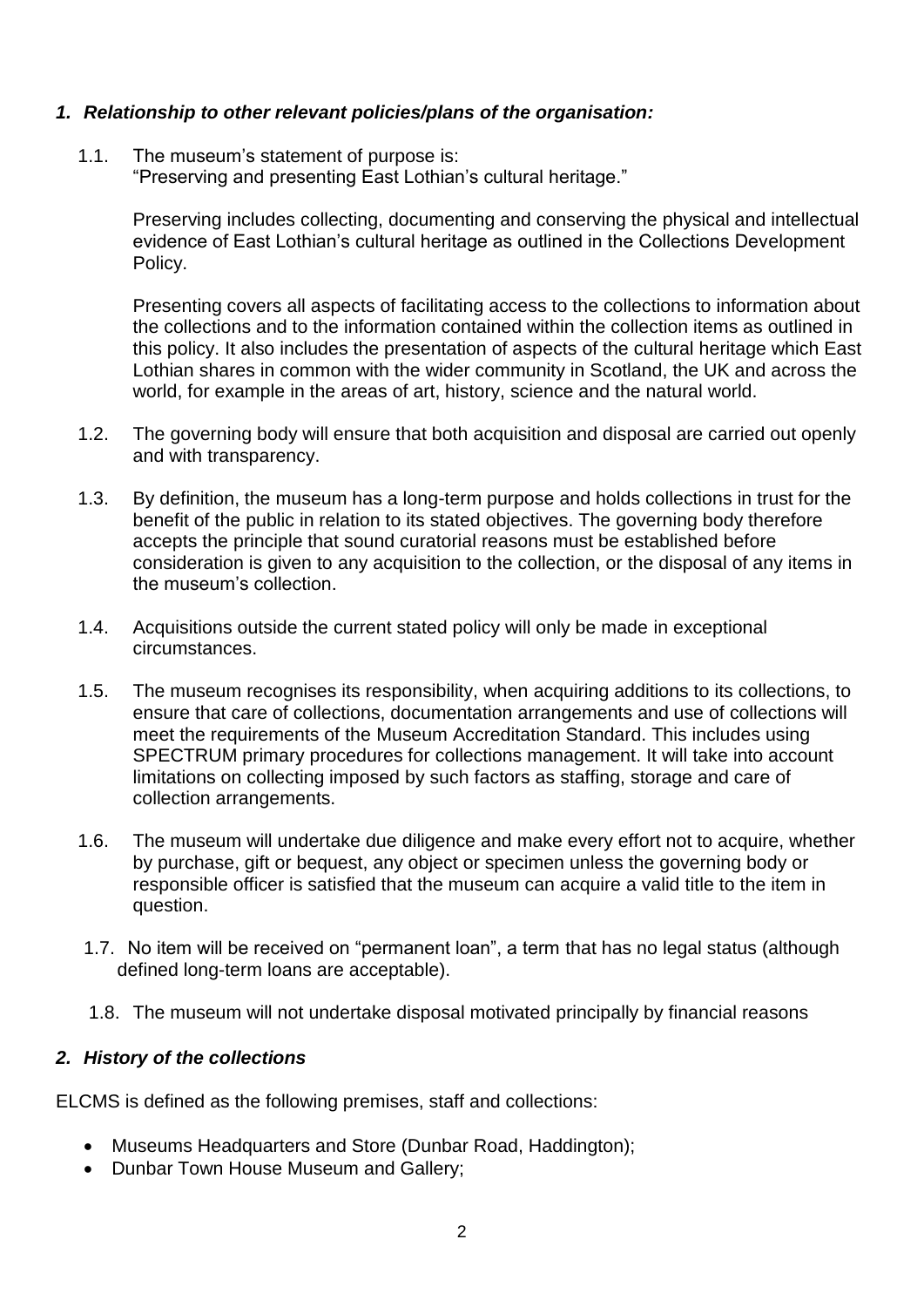## *1. Relationship to other relevant policies/plans of the organisation:*

1.1. The museum's statement of purpose is:
"Preserving and presenting East Lothian's cultural heritage."

Preserving includes collecting, documenting and conserving the physical and intellectual evidence of East Lothian's cultural heritage as outlined in the Collections Development Policy.

Presenting covers all aspects of facilitating access to the collections to information about the collections and to the information contained within the collection items as outlined in this policy. It also includes the presentation of aspects of the cultural heritage which East Lothian shares in common with the wider community in Scotland, the UK and across the world, for example in the areas of art, history, science and the natural world.

1.2. The governing body will ensure that both acquisition and disposal are carried out openly and with transparency.

1.3. By definition, the museum has a long-term purpose and holds collections in trust for the benefit of the public in relation to its stated objectives. The governing body therefore accepts the principle that sound curatorial reasons must be established before consideration is given to any acquisition to the collection, or the disposal of any items in the museum's collection.

1.4. Acquisitions outside the current stated policy will only be made in exceptional circumstances.

1.5. The museum recognises its responsibility, when acquiring additions to its collections, to ensure that care of collections, documentation arrangements and use of collections will meet the requirements of the Museum Accreditation Standard. This includes using SPECTRUM primary procedures for collections management. It will take into account limitations on collecting imposed by such factors as staffing, storage and care of collection arrangements.

1.6. The museum will undertake due diligence and make every effort not to acquire, whether by purchase, gift or bequest, any object or specimen unless the governing body or responsible officer is satisfied that the museum can acquire a valid title to the item in question.

1.7. No item will be received on "permanent loan", a term that has no legal status (although defined long-term loans are acceptable).

1.8. The museum will not undertake disposal motivated principally by financial reasons

## *2. History of the collections*

ELCMS is defined as the following premises, staff and collections:

- Museums Headquarters and Store (Dunbar Road, Haddington);
- Dunbar Town House Museum and Gallery;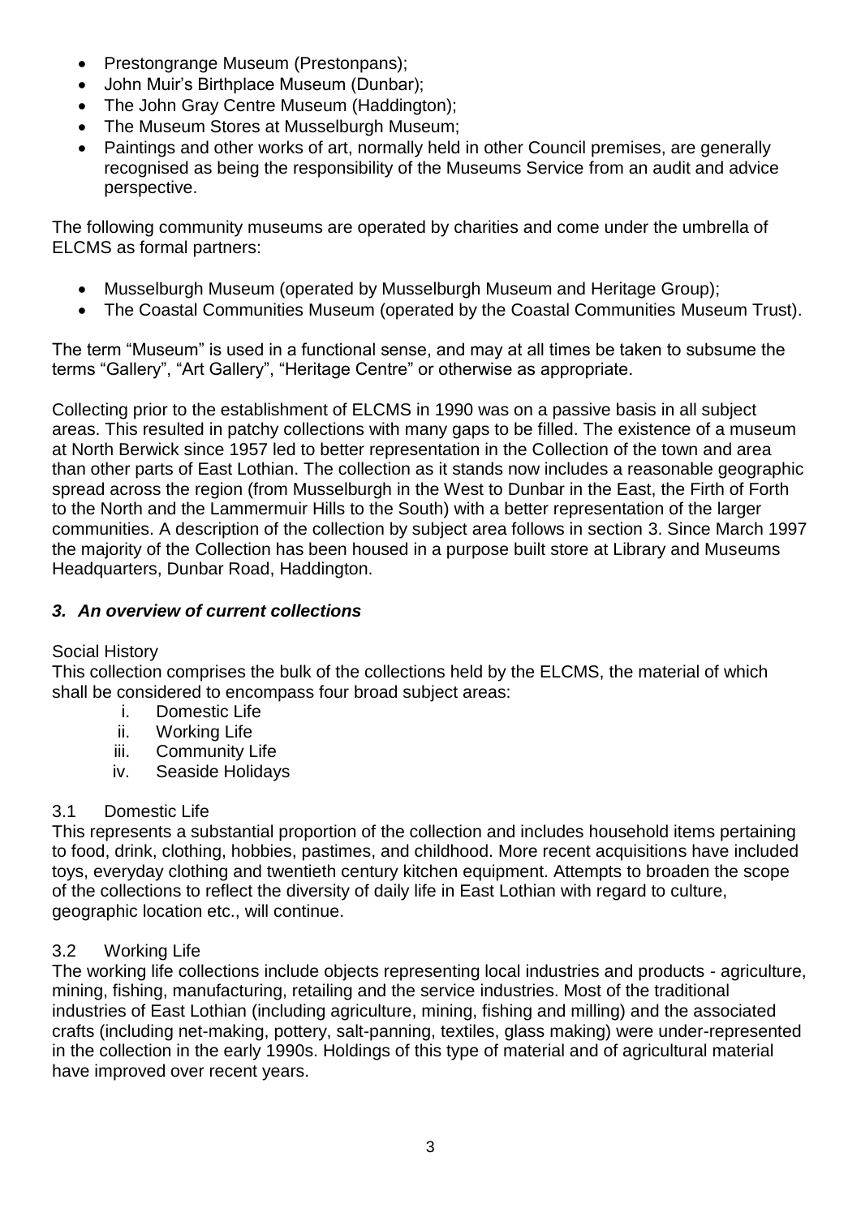- Prestongrange Museum (Prestonpans);
- John Muir's Birthplace Museum (Dunbar);
- The John Gray Centre Museum (Haddington);
- The Museum Stores at Musselburgh Museum;
- Paintings and other works of art, normally held in other Council premises, are generally recognised as being the responsibility of the Museums Service from an audit and advice perspective.

The following community museums are operated by charities and come under the umbrella of ELCMS as formal partners:

- Musselburgh Museum (operated by Musselburgh Museum and Heritage Group);
- The Coastal Communities Museum (operated by the Coastal Communities Museum Trust).

The term "Museum" is used in a functional sense, and may at all times be taken to subsume the terms "Gallery", "Art Gallery", "Heritage Centre" or otherwise as appropriate.

Collecting prior to the establishment of ELCMS in 1990 was on a passive basis in all subject areas. This resulted in patchy collections with many gaps to be filled. The existence of a museum at North Berwick since 1957 led to better representation in the Collection of the town and area than other parts of East Lothian. The collection as it stands now includes a reasonable geographic spread across the region (from Musselburgh in the West to Dunbar in the East, the Firth of Forth to the North and the Lammermuir Hills to the South) with a better representation of the larger communities. A description of the collection by subject area follows in section 3. Since March 1997 the majority of the Collection has been housed in a purpose built store at Library and Museums Headquarters, Dunbar Road, Haddington.

## *3. An overview of current collections*

Social History

This collection comprises the bulk of the collections held by the ELCMS, the material of which shall be considered to encompass four broad subject areas:

i. Domestic Life
ii. Working Life
iii. Community Life
iv. Seaside Holidays

### 3.1 Domestic Life

This represents a substantial proportion of the collection and includes household items pertaining to food, drink, clothing, hobbies, pastimes, and childhood. More recent acquisitions have included toys, everyday clothing and twentieth century kitchen equipment. Attempts to broaden the scope of the collections to reflect the diversity of daily life in East Lothian with regard to culture, geographic location etc., will continue.

### 3.2 Working Life

The working life collections include objects representing local industries and products - agriculture, mining, fishing, manufacturing, retailing and the service industries. Most of the traditional industries of East Lothian (including agriculture, mining, fishing and milling) and the associated crafts (including net-making, pottery, salt-panning, textiles, glass making) were under-represented in the collection in the early 1990s. Holdings of this type of material and of agricultural material have improved over recent years.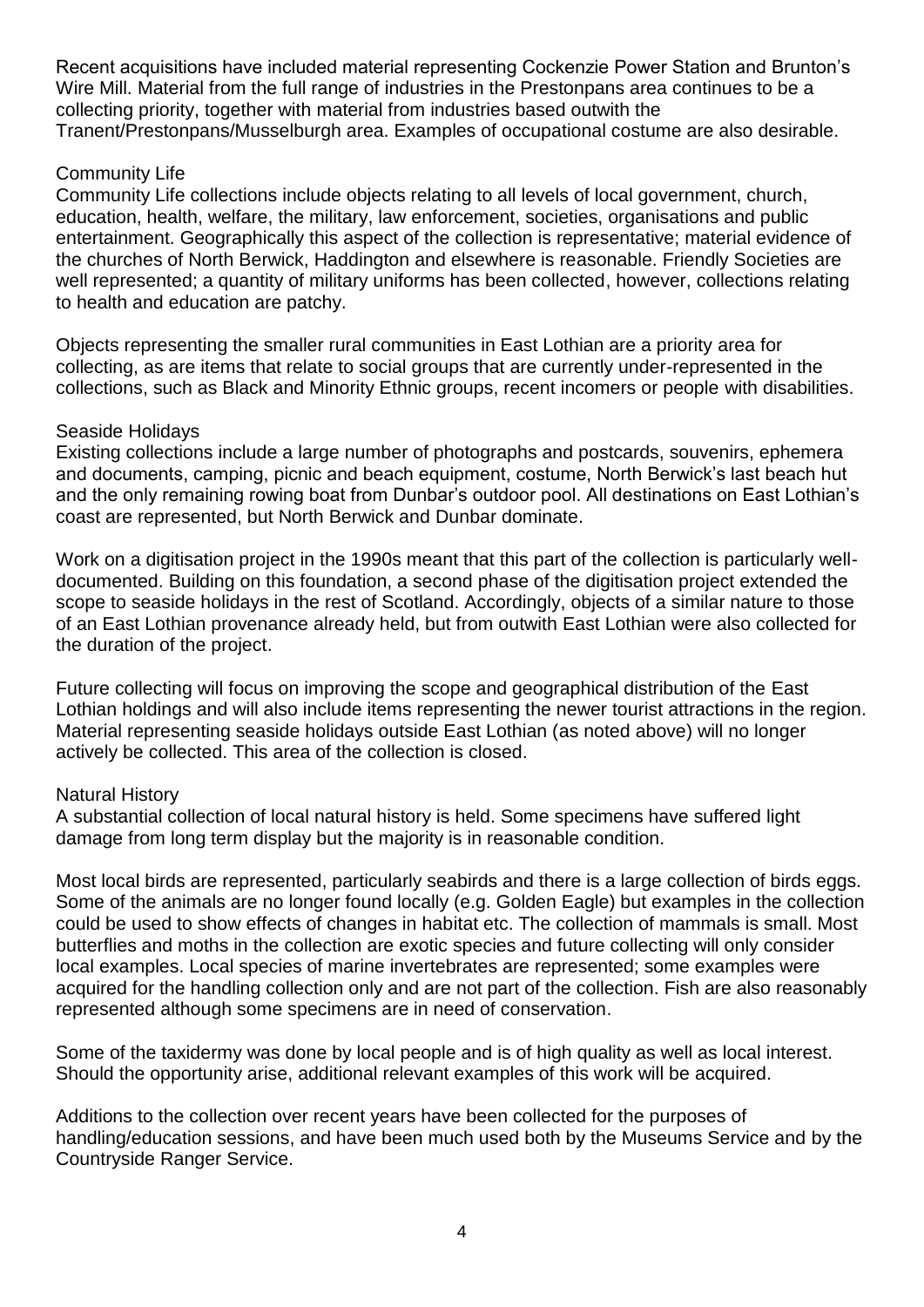Recent acquisitions have included material representing Cockenzie Power Station and Brunton's Wire Mill. Material from the full range of industries in the Prestonpans area continues to be a collecting priority, together with material from industries based outwith the Tranent/Prestonpans/Musselburgh area. Examples of occupational costume are also desirable.

### Community Life

Community Life collections include objects relating to all levels of local government, church, education, health, welfare, the military, law enforcement, societies, organisations and public entertainment. Geographically this aspect of the collection is representative; material evidence of the churches of North Berwick, Haddington and elsewhere is reasonable. Friendly Societies are well represented; a quantity of military uniforms has been collected, however, collections relating to health and education are patchy.

Objects representing the smaller rural communities in East Lothian are a priority area for collecting, as are items that relate to social groups that are currently under-represented in the collections, such as Black and Minority Ethnic groups, recent incomers or people with disabilities.

### Seaside Holidays

Existing collections include a large number of photographs and postcards, souvenirs, ephemera and documents, camping, picnic and beach equipment, costume, North Berwick's last beach hut and the only remaining rowing boat from Dunbar's outdoor pool. All destinations on East Lothian's coast are represented, but North Berwick and Dunbar dominate.

Work on a digitisation project in the 1990s meant that this part of the collection is particularly well-documented. Building on this foundation, a second phase of the digitisation project extended the scope to seaside holidays in the rest of Scotland. Accordingly, objects of a similar nature to those of an East Lothian provenance already held, but from outwith East Lothian were also collected for the duration of the project.

Future collecting will focus on improving the scope and geographical distribution of the East Lothian holdings and will also include items representing the newer tourist attractions in the region. Material representing seaside holidays outside East Lothian (as noted above) will no longer actively be collected. This area of the collection is closed.

### Natural History

A substantial collection of local natural history is held. Some specimens have suffered light damage from long term display but the majority is in reasonable condition.

Most local birds are represented, particularly seabirds and there is a large collection of birds eggs. Some of the animals are no longer found locally (e.g. Golden Eagle) but examples in the collection could be used to show effects of changes in habitat etc. The collection of mammals is small. Most butterflies and moths in the collection are exotic species and future collecting will only consider local examples. Local species of marine invertebrates are represented; some examples were acquired for the handling collection only and are not part of the collection. Fish are also reasonably represented although some specimens are in need of conservation.

Some of the taxidermy was done by local people and is of high quality as well as local interest. Should the opportunity arise, additional relevant examples of this work will be acquired.

Additions to the collection over recent years have been collected for the purposes of handling/education sessions, and have been much used both by the Museums Service and by the Countryside Ranger Service.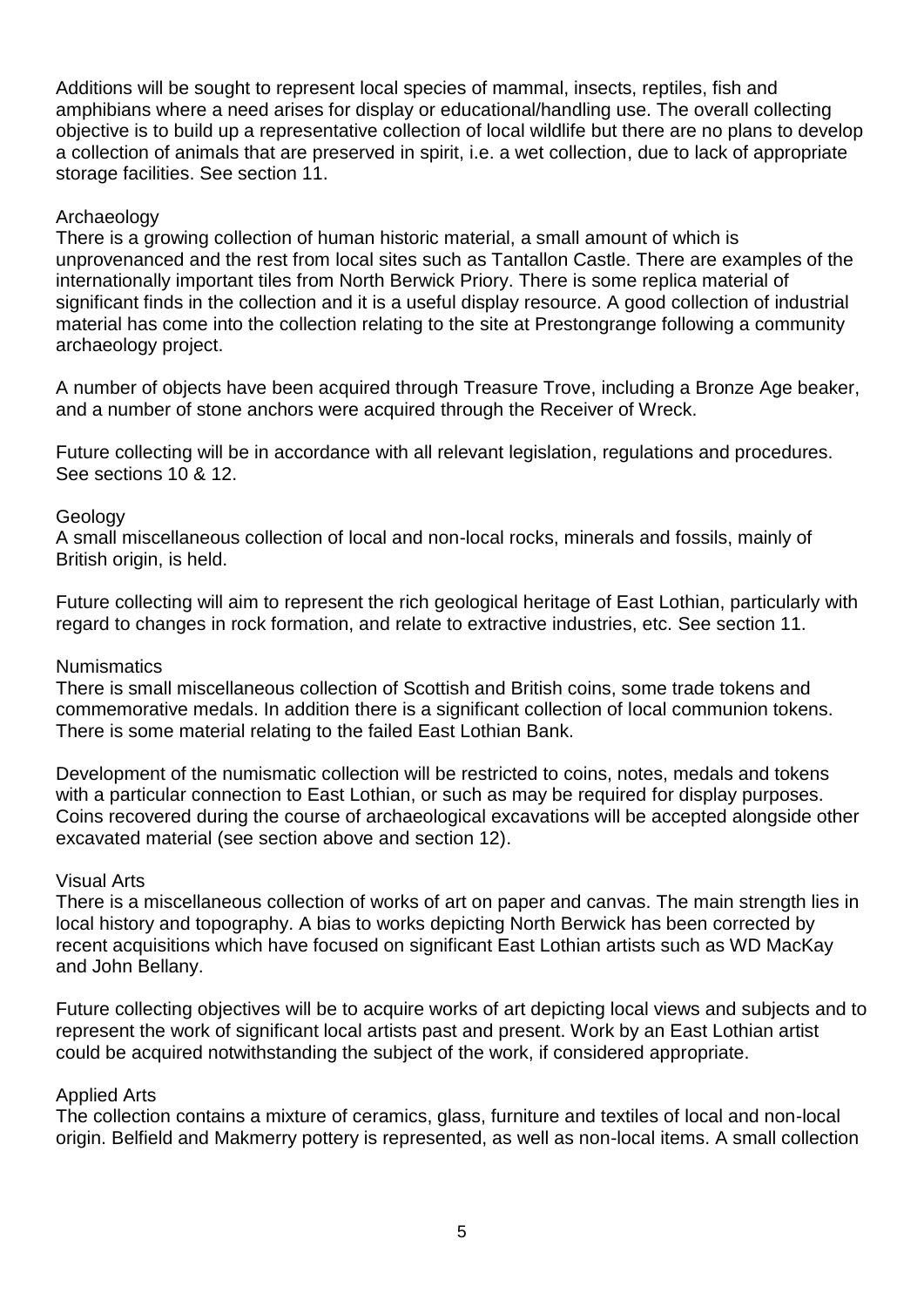Additions will be sought to represent local species of mammal, insects, reptiles, fish and amphibians where a need arises for display or educational/handling use. The overall collecting objective is to build up a representative collection of local wildlife but there are no plans to develop a collection of animals that are preserved in spirit, i.e. a wet collection, due to lack of appropriate storage facilities. See section 11.

### Archaeology

There is a growing collection of human historic material, a small amount of which is unprovenanced and the rest from local sites such as Tantallon Castle. There are examples of the internationally important tiles from North Berwick Priory. There is some replica material of significant finds in the collection and it is a useful display resource. A good collection of industrial material has come into the collection relating to the site at Prestongrange following a community archaeology project.

A number of objects have been acquired through Treasure Trove, including a Bronze Age beaker, and a number of stone anchors were acquired through the Receiver of Wreck.

Future collecting will be in accordance with all relevant legislation, regulations and procedures. See sections 10 & 12.

### Geology

A small miscellaneous collection of local and non-local rocks, minerals and fossils, mainly of British origin, is held.

Future collecting will aim to represent the rich geological heritage of East Lothian, particularly with regard to changes in rock formation, and relate to extractive industries, etc. See section 11.

### Numismatics

There is small miscellaneous collection of Scottish and British coins, some trade tokens and commemorative medals. In addition there is a significant collection of local communion tokens. There is some material relating to the failed East Lothian Bank.

Development of the numismatic collection will be restricted to coins, notes, medals and tokens with a particular connection to East Lothian, or such as may be required for display purposes. Coins recovered during the course of archaeological excavations will be accepted alongside other excavated material (see section above and section 12).

### Visual Arts

There is a miscellaneous collection of works of art on paper and canvas. The main strength lies in local history and topography. A bias to works depicting North Berwick has been corrected by recent acquisitions which have focused on significant East Lothian artists such as WD MacKay and John Bellany.

Future collecting objectives will be to acquire works of art depicting local views and subjects and to represent the work of significant local artists past and present. Work by an East Lothian artist could be acquired notwithstanding the subject of the work, if considered appropriate.

### Applied Arts

The collection contains a mixture of ceramics, glass, furniture and textiles of local and non-local origin. Belfield and Makmerry pottery is represented, as well as non-local items. A small collection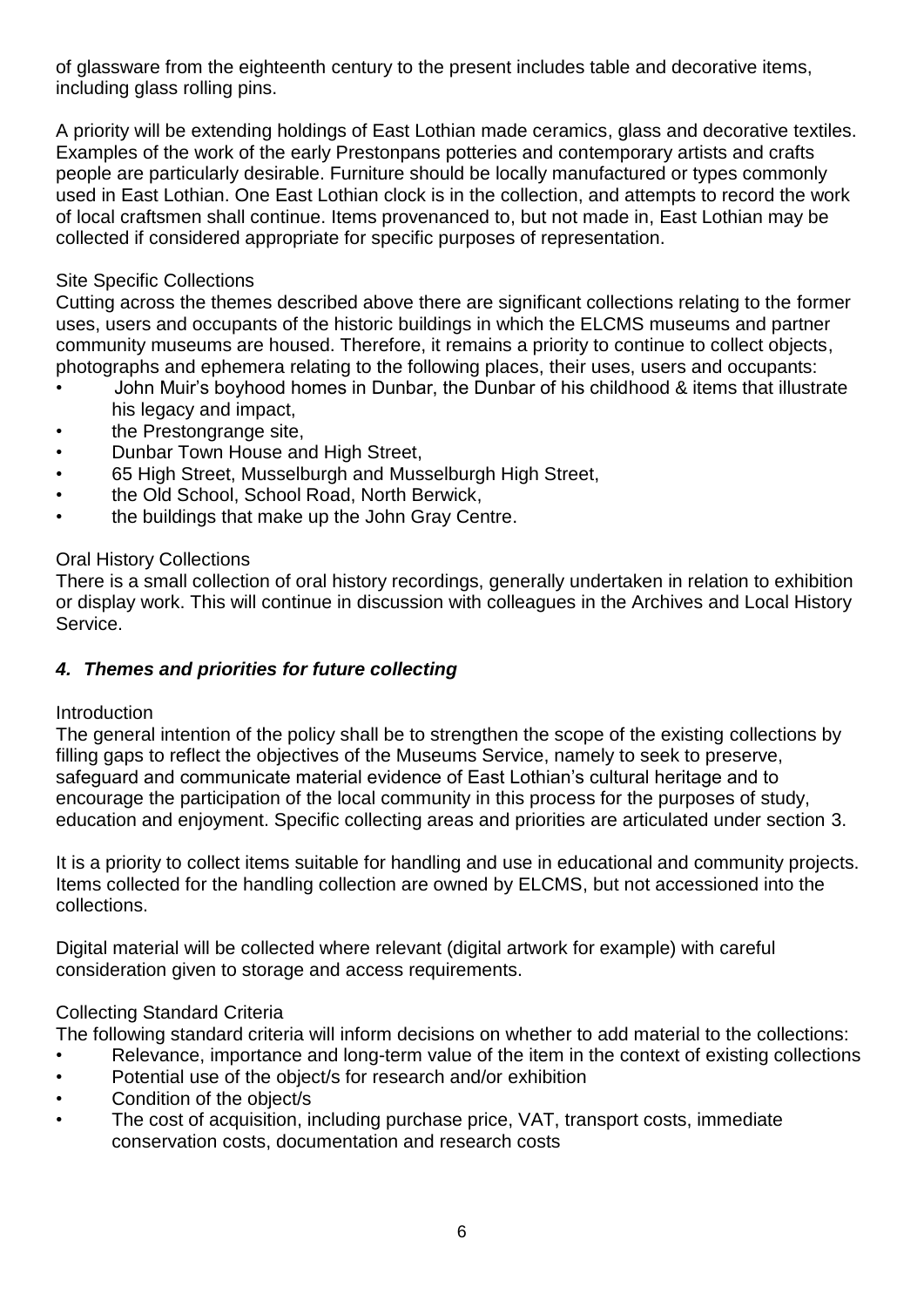of glassware from the eighteenth century to the present includes table and decorative items, including glass rolling pins.

A priority will be extending holdings of East Lothian made ceramics, glass and decorative textiles. Examples of the work of the early Prestonpans potteries and contemporary artists and crafts people are particularly desirable. Furniture should be locally manufactured or types commonly used in East Lothian. One East Lothian clock is in the collection, and attempts to record the work of local craftsmen shall continue. Items provenanced to, but not made in, East Lothian may be collected if considered appropriate for specific purposes of representation.

Site Specific Collections

Cutting across the themes described above there are significant collections relating to the former uses, users and occupants of the historic buildings in which the ELCMS museums and partner community museums are housed. Therefore, it remains a priority to continue to collect objects, photographs and ephemera relating to the following places, their uses, users and occupants:

- John Muir's boyhood homes in Dunbar, the Dunbar of his childhood & items that illustrate his legacy and impact,
- the Prestongrange site,
- Dunbar Town House and High Street,
- 65 High Street, Musselburgh and Musselburgh High Street,
- the Old School, School Road, North Berwick,
- the buildings that make up the John Gray Centre.

Oral History Collections

There is a small collection of oral history recordings, generally undertaken in relation to exhibition or display work. This will continue in discussion with colleagues in the Archives and Local History Service.

### *4. Themes and priorities for future collecting*

Introduction

The general intention of the policy shall be to strengthen the scope of the existing collections by filling gaps to reflect the objectives of the Museums Service, namely to seek to preserve, safeguard and communicate material evidence of East Lothian's cultural heritage and to encourage the participation of the local community in this process for the purposes of study, education and enjoyment. Specific collecting areas and priorities are articulated under section 3.

It is a priority to collect items suitable for handling and use in educational and community projects. Items collected for the handling collection are owned by ELCMS, but not accessioned into the collections.

Digital material will be collected where relevant (digital artwork for example) with careful consideration given to storage and access requirements.

Collecting Standard Criteria

The following standard criteria will inform decisions on whether to add material to the collections:

- Relevance, importance and long-term value of the item in the context of existing collections
- Potential use of the object/s for research and/or exhibition
- Condition of the object/s
- The cost of acquisition, including purchase price, VAT, transport costs, immediate conservation costs, documentation and research costs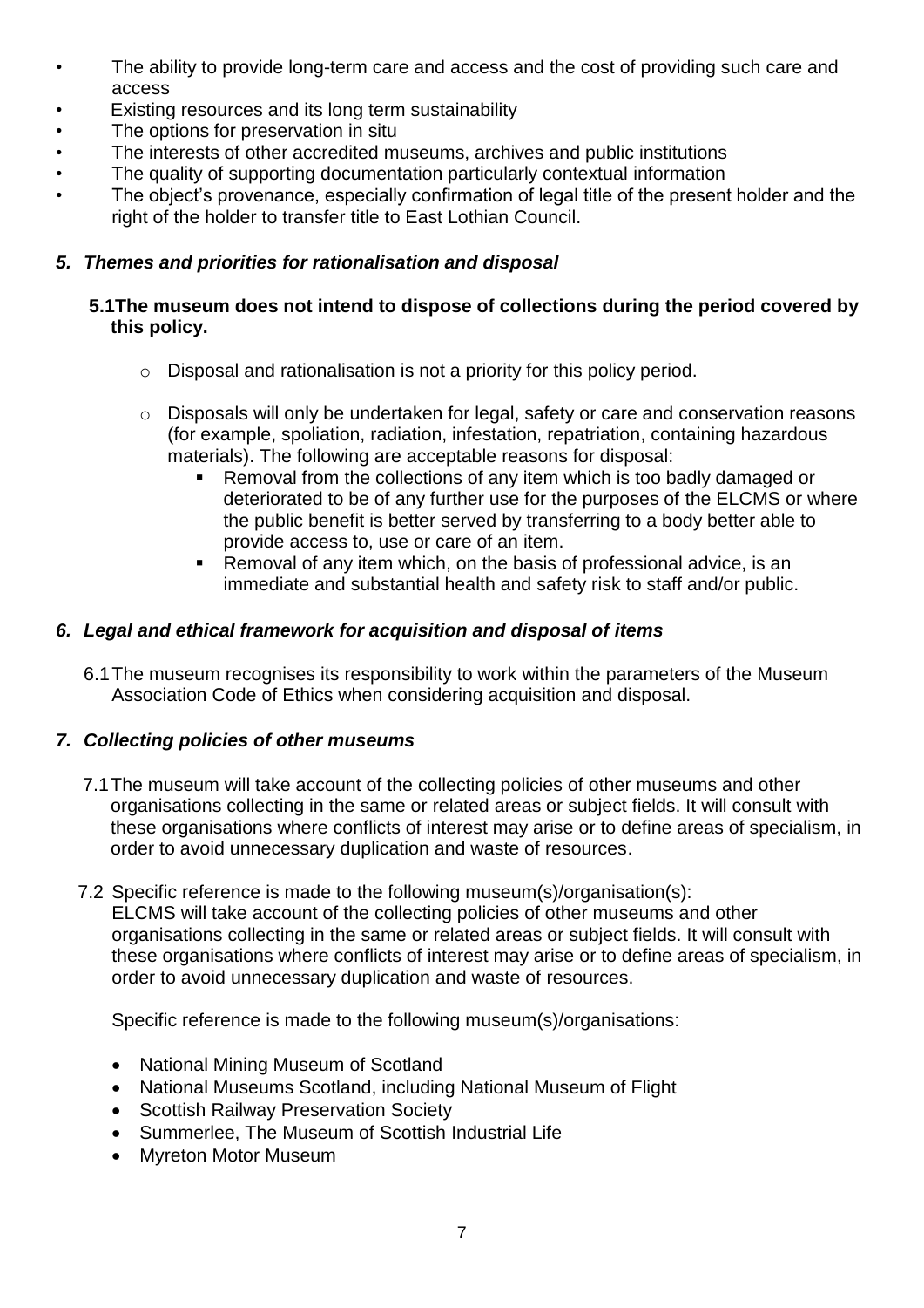- The ability to provide long-term care and access and the cost of providing such care and access
- Existing resources and its long term sustainability
- The options for preservation in situ
- The interests of other accredited museums, archives and public institutions
- The quality of supporting documentation particularly contextual information
- The object's provenance, especially confirmation of legal title of the present holder and the right of the holder to transfer title to East Lothian Council.

## *5. Themes and priorities for rationalisation and disposal*

**5.1 The museum does not intend to dispose of collections during the period covered by this policy.**

- Disposal and rationalisation is not a priority for this policy period.
- Disposals will only be undertaken for legal, safety or care and conservation reasons (for example, spoliation, radiation, infestation, repatriation, containing hazardous materials). The following are acceptable reasons for disposal:
  - Removal from the collections of any item which is too badly damaged or deteriorated to be of any further use for the purposes of the ELCMS or where the public benefit is better served by transferring to a body better able to provide access to, use or care of an item.
  - Removal of any item which, on the basis of professional advice, is an immediate and substantial health and safety risk to staff and/or public.

## *6. Legal and ethical framework for acquisition and disposal of items*

6.1 The museum recognises its responsibility to work within the parameters of the Museum Association Code of Ethics when considering acquisition and disposal.

## *7. Collecting policies of other museums*

7.1 The museum will take account of the collecting policies of other museums and other organisations collecting in the same or related areas or subject fields. It will consult with these organisations where conflicts of interest may arise or to define areas of specialism, in order to avoid unnecessary duplication and waste of resources.

7.2 Specific reference is made to the following museum(s)/organisation(s):
ELCMS will take account of the collecting policies of other museums and other organisations collecting in the same or related areas or subject fields. It will consult with these organisations where conflicts of interest may arise or to define areas of specialism, in order to avoid unnecessary duplication and waste of resources.

Specific reference is made to the following museum(s)/organisations:

- National Mining Museum of Scotland
- National Museums Scotland, including National Museum of Flight
- Scottish Railway Preservation Society
- Summerlee, The Museum of Scottish Industrial Life
- Myreton Motor Museum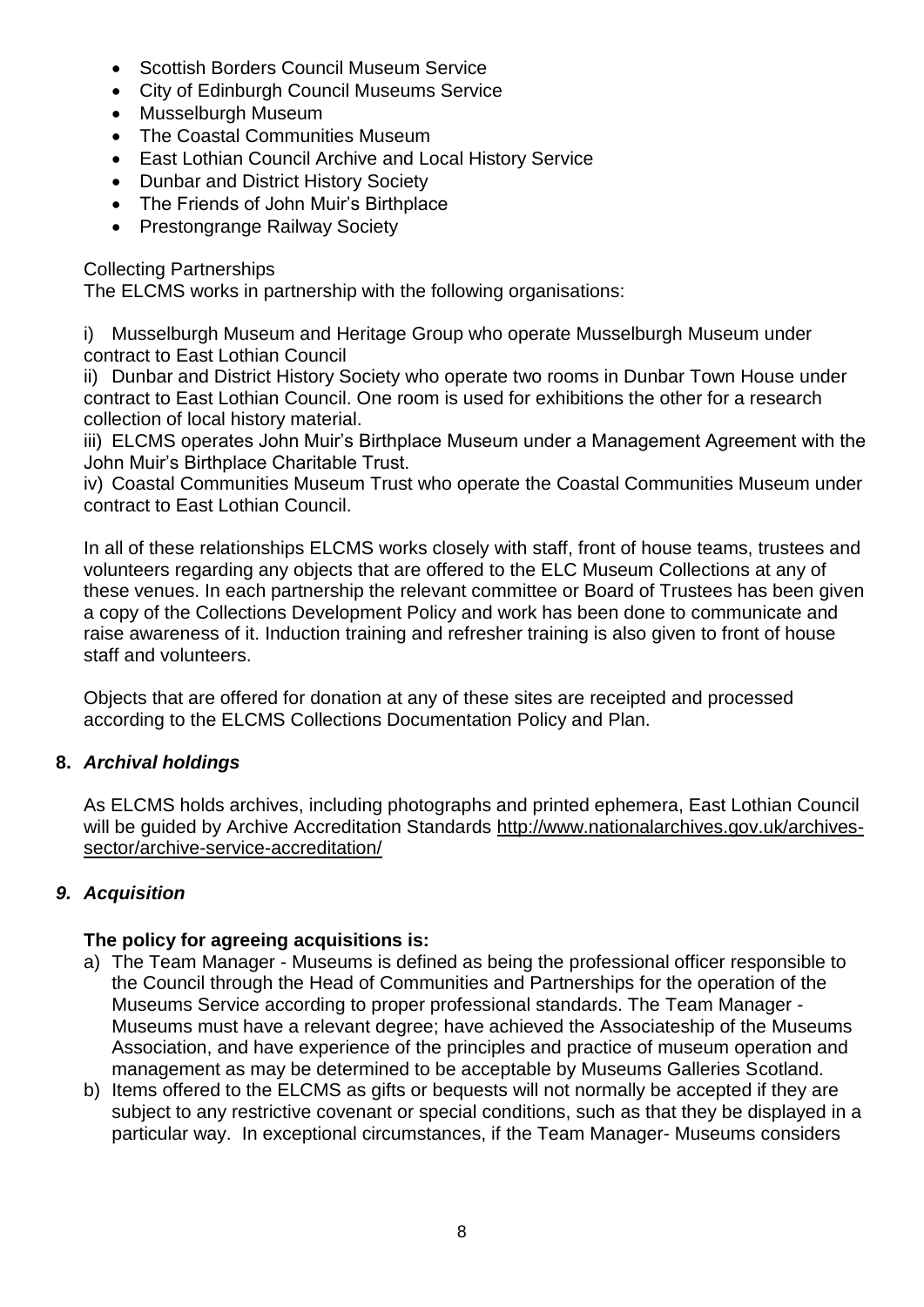- Scottish Borders Council Museum Service
- City of Edinburgh Council Museums Service
- Musselburgh Museum
- The Coastal Communities Museum
- East Lothian Council Archive and Local History Service
- Dunbar and District History Society
- The Friends of John Muir's Birthplace
- Prestongrange Railway Society

Collecting Partnerships

The ELCMS works in partnership with the following organisations:

i) Musselburgh Museum and Heritage Group who operate Musselburgh Museum under contract to East Lothian Council

ii) Dunbar and District History Society who operate two rooms in Dunbar Town House under contract to East Lothian Council. One room is used for exhibitions the other for a research collection of local history material.

iii) ELCMS operates John Muir's Birthplace Museum under a Management Agreement with the John Muir's Birthplace Charitable Trust.

iv) Coastal Communities Museum Trust who operate the Coastal Communities Museum under contract to East Lothian Council.

In all of these relationships ELCMS works closely with staff, front of house teams, trustees and volunteers regarding any objects that are offered to the ELC Museum Collections at any of these venues. In each partnership the relevant committee or Board of Trustees has been given a copy of the Collections Development Policy and work has been done to communicate and raise awareness of it. Induction training and refresher training is also given to front of house staff and volunteers.

Objects that are offered for donation at any of these sites are receipted and processed according to the ELCMS Collections Documentation Policy and Plan.

## 8. *Archival holdings*

As ELCMS holds archives, including photographs and printed ephemera, East Lothian Council will be guided by Archive Accreditation Standards http://www.nationalarchives.gov.uk/archives-sector/archive-service-accreditation/

## *9. Acquisition*

**The policy for agreeing acquisitions is:**

a) The Team Manager - Museums is defined as being the professional officer responsible to the Council through the Head of Communities and Partnerships for the operation of the Museums Service according to proper professional standards. The Team Manager - Museums must have a relevant degree; have achieved the Associateship of the Museums Association, and have experience of the principles and practice of museum operation and management as may be determined to be acceptable by Museums Galleries Scotland.

b) Items offered to the ELCMS as gifts or bequests will not normally be accepted if they are subject to any restrictive covenant or special conditions, such as that they be displayed in a particular way. In exceptional circumstances, if the Team Manager- Museums considers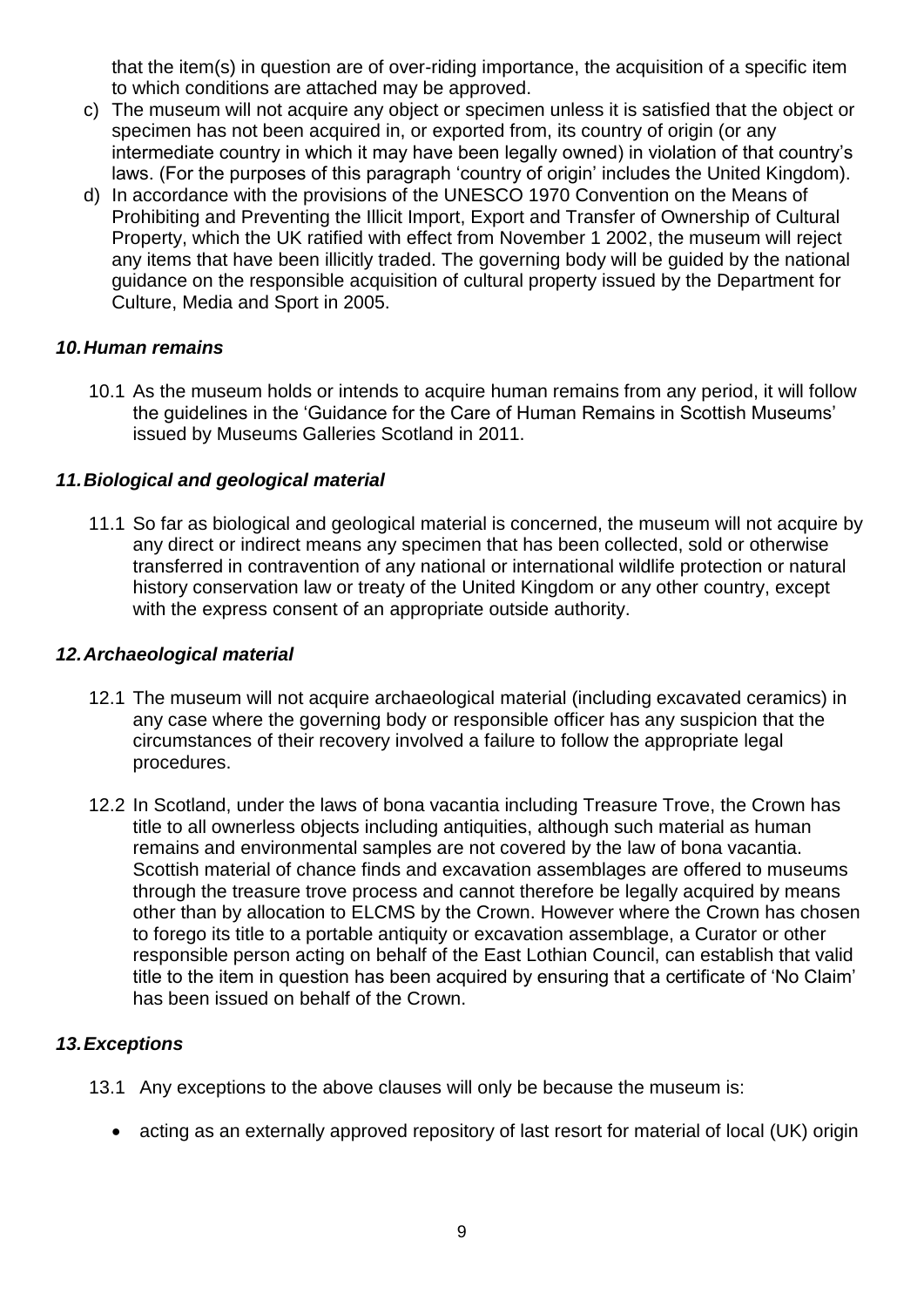that the item(s) in question are of over-riding importance, the acquisition of a specific item to which conditions are attached may be approved.

c) The museum will not acquire any object or specimen unless it is satisfied that the object or specimen has not been acquired in, or exported from, its country of origin (or any intermediate country in which it may have been legally owned) in violation of that country's laws. (For the purposes of this paragraph 'country of origin' includes the United Kingdom).
d) In accordance with the provisions of the UNESCO 1970 Convention on the Means of Prohibiting and Preventing the Illicit Import, Export and Transfer of Ownership of Cultural Property, which the UK ratified with effect from November 1 2002, the museum will reject any items that have been illicitly traded. The governing body will be guided by the national guidance on the responsible acquisition of cultural property issued by the Department for Culture, Media and Sport in 2005.

### *10. Human remains*

10.1 As the museum holds or intends to acquire human remains from any period, it will follow the guidelines in the 'Guidance for the Care of Human Remains in Scottish Museums' issued by Museums Galleries Scotland in 2011.

### *11. Biological and geological material*

11.1 So far as biological and geological material is concerned, the museum will not acquire by any direct or indirect means any specimen that has been collected, sold or otherwise transferred in contravention of any national or international wildlife protection or natural history conservation law or treaty of the United Kingdom or any other country, except with the express consent of an appropriate outside authority.

### *12. Archaeological material*

12.1 The museum will not acquire archaeological material (including excavated ceramics) in any case where the governing body or responsible officer has any suspicion that the circumstances of their recovery involved a failure to follow the appropriate legal procedures.

12.2 In Scotland, under the laws of bona vacantia including Treasure Trove, the Crown has title to all ownerless objects including antiquities, although such material as human remains and environmental samples are not covered by the law of bona vacantia. Scottish material of chance finds and excavation assemblages are offered to museums through the treasure trove process and cannot therefore be legally acquired by means other than by allocation to ELCMS by the Crown. However where the Crown has chosen to forego its title to a portable antiquity or excavation assemblage, a Curator or other responsible person acting on behalf of the East Lothian Council, can establish that valid title to the item in question has been acquired by ensuring that a certificate of 'No Claim' has been issued on behalf of the Crown.

### *13. Exceptions*

13.1 Any exceptions to the above clauses will only be because the museum is:

- acting as an externally approved repository of last resort for material of local (UK) origin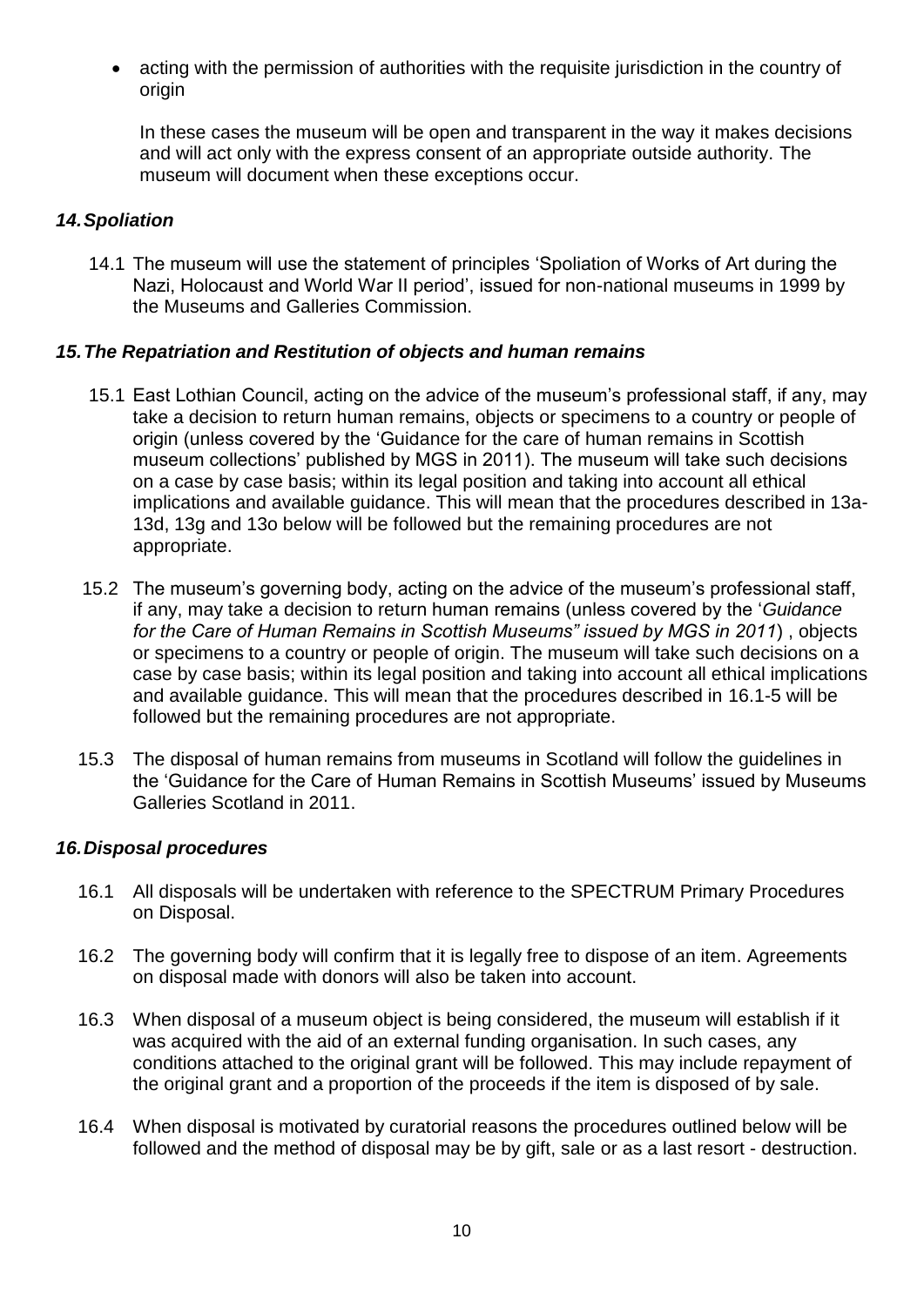- acting with the permission of authorities with the requisite jurisdiction in the country of origin

  In these cases the museum will be open and transparent in the way it makes decisions and will act only with the express consent of an appropriate outside authority. The museum will document when these exceptions occur.

### *14. Spoliation*

14.1 The museum will use the statement of principles 'Spoliation of Works of Art during the Nazi, Holocaust and World War II period', issued for non-national museums in 1999 by the Museums and Galleries Commission.

### *15. The Repatriation and Restitution of objects and human remains*

15.1 East Lothian Council, acting on the advice of the museum's professional staff, if any, may take a decision to return human remains, objects or specimens to a country or people of origin (unless covered by the 'Guidance for the care of human remains in Scottish museum collections' published by MGS in 2011). The museum will take such decisions on a case by case basis; within its legal position and taking into account all ethical implications and available guidance. This will mean that the procedures described in 13a-13d, 13g and 13o below will be followed but the remaining procedures are not appropriate.

15.2 The museum's governing body, acting on the advice of the museum's professional staff, if any, may take a decision to return human remains (unless covered by the '*Guidance for the Care of Human Remains in Scottish Museums" issued by MGS in 2011*) , objects or specimens to a country or people of origin. The museum will take such decisions on a case by case basis; within its legal position and taking into account all ethical implications and available guidance. This will mean that the procedures described in 16.1-5 will be followed but the remaining procedures are not appropriate.

15.3 The disposal of human remains from museums in Scotland will follow the guidelines in the 'Guidance for the Care of Human Remains in Scottish Museums' issued by Museums Galleries Scotland in 2011.

### *16. Disposal procedures*

16.1 All disposals will be undertaken with reference to the SPECTRUM Primary Procedures on Disposal.

16.2 The governing body will confirm that it is legally free to dispose of an item. Agreements on disposal made with donors will also be taken into account.

16.3 When disposal of a museum object is being considered, the museum will establish if it was acquired with the aid of an external funding organisation. In such cases, any conditions attached to the original grant will be followed. This may include repayment of the original grant and a proportion of the proceeds if the item is disposed of by sale.

16.4 When disposal is motivated by curatorial reasons the procedures outlined below will be followed and the method of disposal may be by gift, sale or as a last resort - destruction.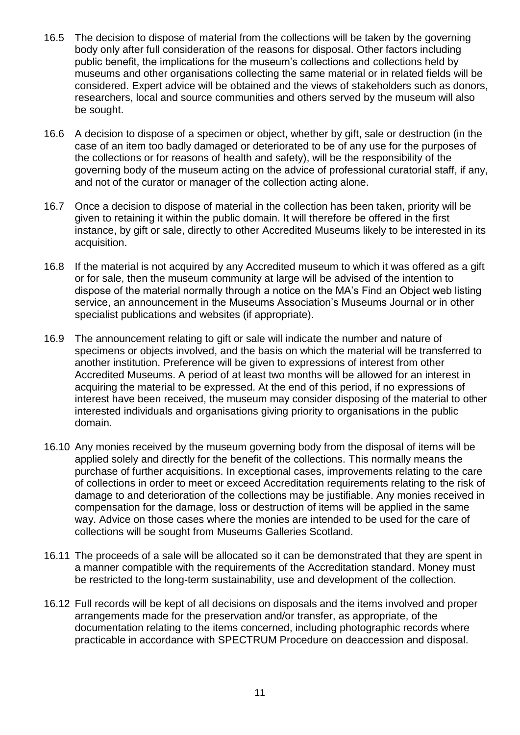16.5 The decision to dispose of material from the collections will be taken by the governing body only after full consideration of the reasons for disposal. Other factors including public benefit, the implications for the museum's collections and collections held by museums and other organisations collecting the same material or in related fields will be considered. Expert advice will be obtained and the views of stakeholders such as donors, researchers, local and source communities and others served by the museum will also be sought.

16.6 A decision to dispose of a specimen or object, whether by gift, sale or destruction (in the case of an item too badly damaged or deteriorated to be of any use for the purposes of the collections or for reasons of health and safety), will be the responsibility of the governing body of the museum acting on the advice of professional curatorial staff, if any, and not of the curator or manager of the collection acting alone.

16.7 Once a decision to dispose of material in the collection has been taken, priority will be given to retaining it within the public domain. It will therefore be offered in the first instance, by gift or sale, directly to other Accredited Museums likely to be interested in its acquisition.

16.8 If the material is not acquired by any Accredited museum to which it was offered as a gift or for sale, then the museum community at large will be advised of the intention to dispose of the material normally through a notice on the MA's Find an Object web listing service, an announcement in the Museums Association's Museums Journal or in other specialist publications and websites (if appropriate).

16.9 The announcement relating to gift or sale will indicate the number and nature of specimens or objects involved, and the basis on which the material will be transferred to another institution. Preference will be given to expressions of interest from other Accredited Museums. A period of at least two months will be allowed for an interest in acquiring the material to be expressed. At the end of this period, if no expressions of interest have been received, the museum may consider disposing of the material to other interested individuals and organisations giving priority to organisations in the public domain.

16.10 Any monies received by the museum governing body from the disposal of items will be applied solely and directly for the benefit of the collections. This normally means the purchase of further acquisitions. In exceptional cases, improvements relating to the care of collections in order to meet or exceed Accreditation requirements relating to the risk of damage to and deterioration of the collections may be justifiable. Any monies received in compensation for the damage, loss or destruction of items will be applied in the same way. Advice on those cases where the monies are intended to be used for the care of collections will be sought from Museums Galleries Scotland.

16.11 The proceeds of a sale will be allocated so it can be demonstrated that they are spent in a manner compatible with the requirements of the Accreditation standard. Money must be restricted to the long-term sustainability, use and development of the collection.

16.12 Full records will be kept of all decisions on disposals and the items involved and proper arrangements made for the preservation and/or transfer, as appropriate, of the documentation relating to the items concerned, including photographic records where practicable in accordance with SPECTRUM Procedure on deaccession and disposal.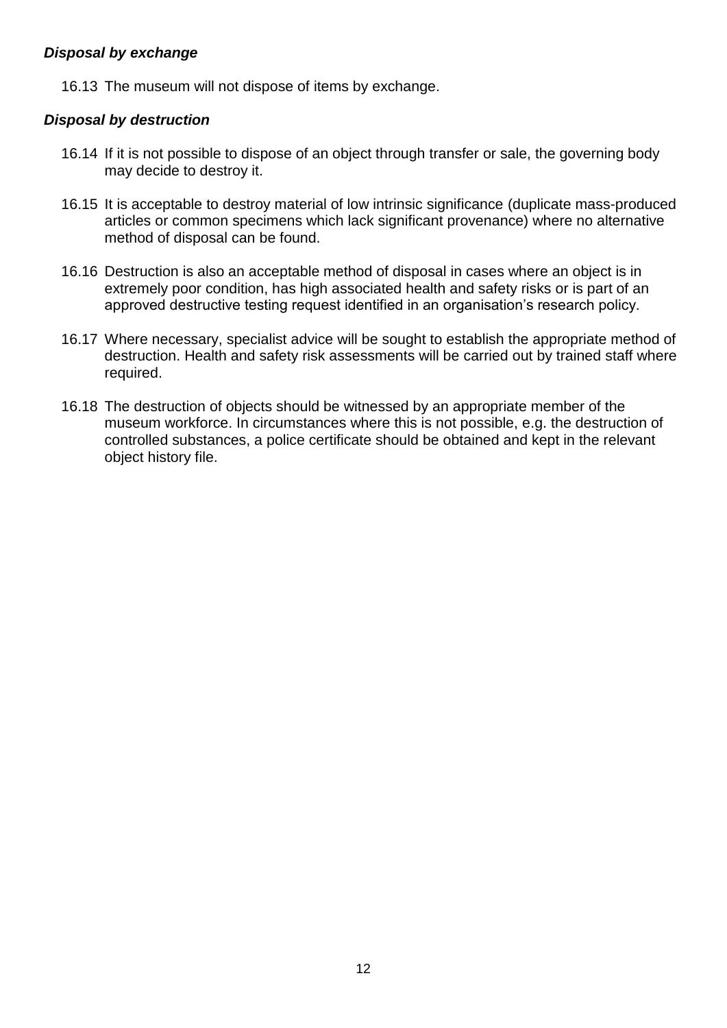### *Disposal by exchange*

16.13 The museum will not dispose of items by exchange.

### *Disposal by destruction*

16.14 If it is not possible to dispose of an object through transfer or sale, the governing body may decide to destroy it.

16.15 It is acceptable to destroy material of low intrinsic significance (duplicate mass-produced articles or common specimens which lack significant provenance) where no alternative method of disposal can be found.

16.16 Destruction is also an acceptable method of disposal in cases where an object is in extremely poor condition, has high associated health and safety risks or is part of an approved destructive testing request identified in an organisation's research policy.

16.17 Where necessary, specialist advice will be sought to establish the appropriate method of destruction. Health and safety risk assessments will be carried out by trained staff where required.

16.18 The destruction of objects should be witnessed by an appropriate member of the museum workforce. In circumstances where this is not possible, e.g. the destruction of controlled substances, a police certificate should be obtained and kept in the relevant object history file.